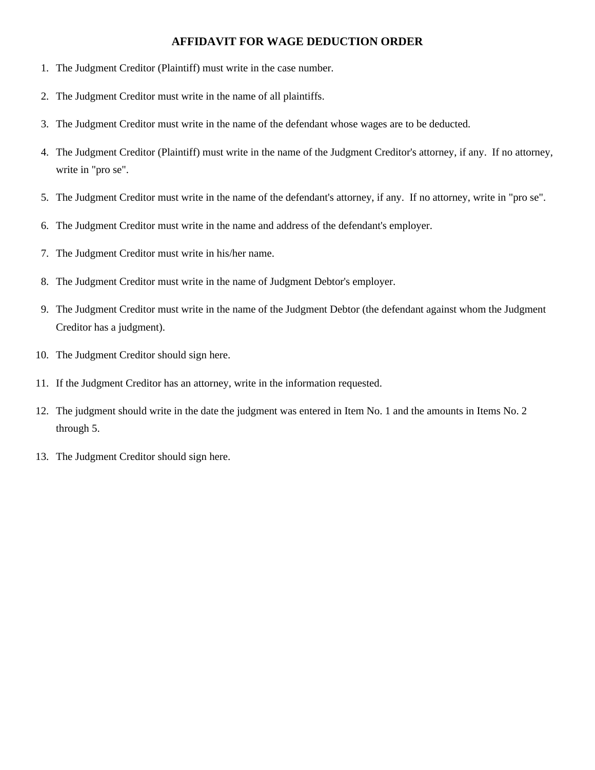# AFFIDAVIT FOR WAGE DEDUCTION ORDER

1. The Judgment Creditor (Plaintiff) must write in the case number.
2. The Judgment Creditor must write in the name of all plaintiffs.
3. The Judgment Creditor must write in the name of the defendant whose wages are to be deducted.
4. The Judgment Creditor (Plaintiff) must write in the name of the Judgment Creditor's attorney, if any. If no attorney, write in "pro se".
5. The Judgment Creditor must write in the name of the defendant's attorney, if any. If no attorney, write in "pro se".
6. The Judgment Creditor must write in the name and address of the defendant's employer.
7. The Judgment Creditor must write in his/her name.
8. The Judgment Creditor must write in the name of Judgment Debtor's employer.
9. The Judgment Creditor must write in the name of the Judgment Debtor (the defendant against whom the Judgment Creditor has a judgment).
10. The Judgment Creditor should sign here.
11. If the Judgment Creditor has an attorney, write in the information requested.
12. The judgment should write in the date the judgment was entered in Item No. 1 and the amounts in Items No. 2 through 5.
13. The Judgment Creditor should sign here.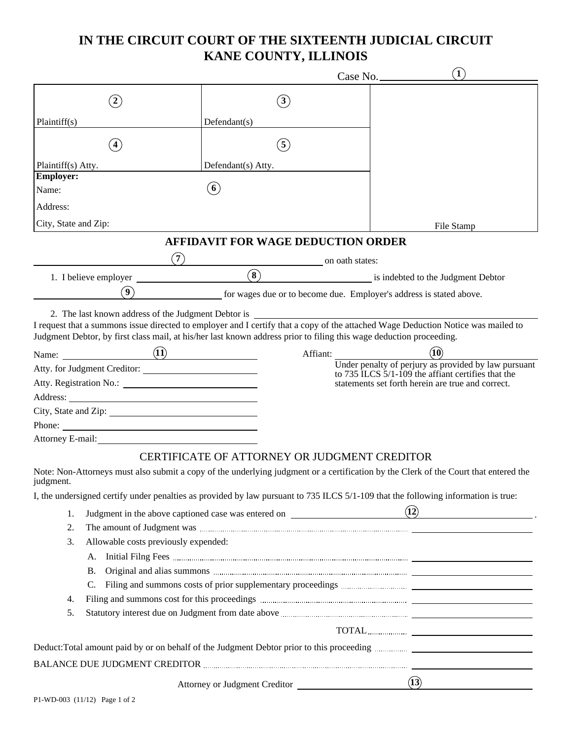# IN THE CIRCUIT COURT OF THE SIXTEENTH JUDICIAL CIRCUIT
# KANE COUNTY, ILLINOIS

Case No. ______ ①

| | | |
|---|---|---|
| ② Plaintiff(s) | ③ Defendant(s) | |
| ④ Plaintiff(s) Atty. | ⑤ Defendant(s) Atty. | |
| **Employer:** Name: ⑥ Address: City, State and Zip: | | File Stamp |

## AFFIDAVIT FOR WAGE DEDUCTION ORDER

______ ⑦ ______ on oath states:

1. I believe employer ______ ⑧ ______ is indebted to the Judgment Debtor ______ ⑨ ______ for wages due or to become due. Employer's address is stated above.

2. The last known address of the Judgment Debtor is ______

I request that a summons issue directed to employer and I certify that a copy of the attached Wage Deduction Notice was mailed to Judgment Debtor, by first class mail, at his/her last known address prior to filing this wage deduction proceeding.

Name: ______ ⑪

Atty. for Judgment Creditor: ______

Atty. Registration No.: ______

Address: ______

City, State and Zip: ______

Phone: ______

Attorney E-mail: ______

Affiant: ______ ⑩

Under penalty of perjury as provided by law pursuant to 735 ILCS 5/1-109 the affiant certifies that the statements set forth herein are true and correct.

## CERTIFICATE OF ATTORNEY OR JUDGMENT CREDITOR

Note: Non-Attorneys must also submit a copy of the underlying judgment or a certification by the Clerk of the Court that entered the judgment.

I, the undersigned certify under penalties as provided by law pursuant to 735 ILCS 5/1-109 that the following information is true:

1. Judgment in the above captioned case was entered on ______ ⑫ ______ .
2. The amount of Judgment was ______
3. Allowable costs previously expended:
   - A. Initial Filng Fees ______
   - B. Original and alias summons ______
   - C. Filing and summons costs of prior supplementary proceedings ______
4. Filing and summons cost for this proceedings ______
5. Statutory interest due on Judgment from date above ______

TOTAL ______

Deduct:Total amount paid by or on behalf of the Judgment Debtor prior to this proceeding ______

BALANCE DUE JUDGMENT CREDITOR ______

Attorney or Judgment Creditor ______ ⑬

P1-WD-003 (11/12)